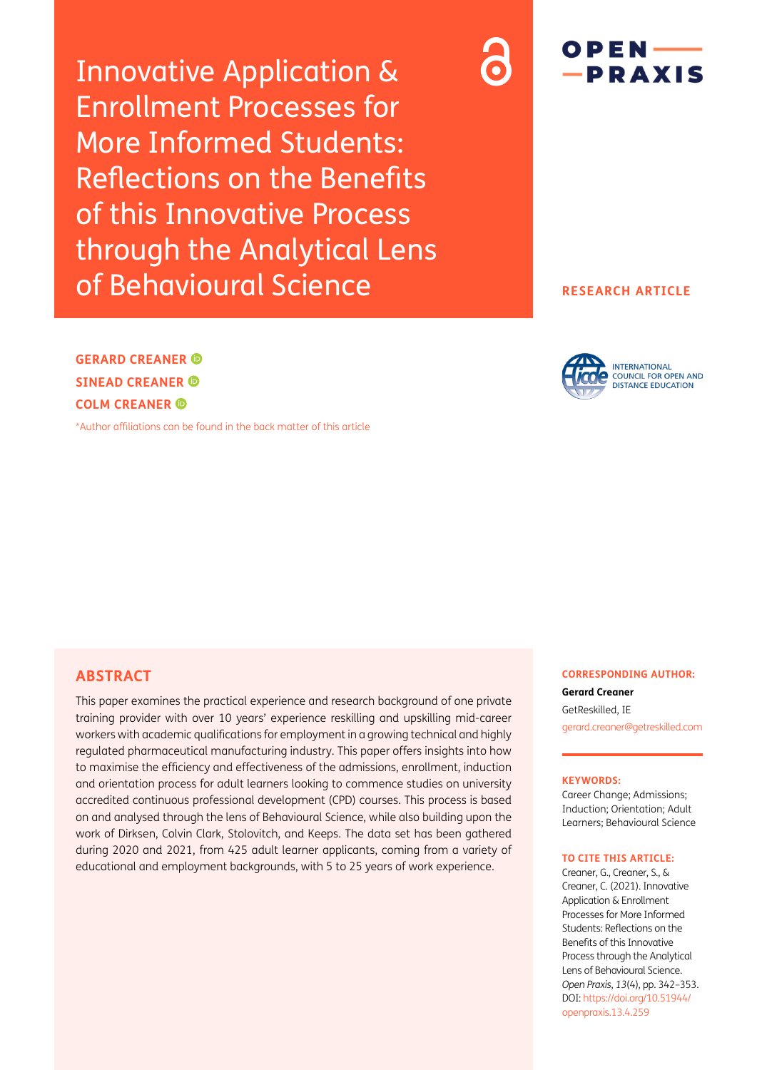# Innovative Application & Enrollment Processes for More Informed Students: Reflections on the Benefits of this Innovative Process through the Analytical Lens of Behavioural Science

**RESEARCH ARTICLE**

**GERARD CREANER**
**SINEAD CREANER**
**COLM CREANER**

*Author affiliations can be found in the back matter of this article

## ABSTRACT

This paper examines the practical experience and research background of one private training provider with over 10 years' experience reskilling and upskilling mid-career workers with academic qualifications for employment in a growing technical and highly regulated pharmaceutical manufacturing industry. This paper offers insights into how to maximise the efficiency and effectiveness of the admissions, enrollment, induction and orientation process for adult learners looking to commence studies on university accredited continuous professional development (CPD) courses. This process is based on and analysed through the lens of Behavioural Science, while also building upon the work of Dirksen, Colvin Clark, Stolovitch, and Keeps. The data set has been gathered during 2020 and 2021, from 425 adult learner applicants, coming from a variety of educational and employment backgrounds, with 5 to 25 years of work experience.

**CORRESPONDING AUTHOR:**

**Gerard Creaner**

GetReskilled, IE

gerard.creaner@getreskilled.com

**KEYWORDS:**

Career Change; Admissions; Induction; Orientation; Adult Learners; Behavioural Science

**TO CITE THIS ARTICLE:**

Creaner, G., Creaner, S., & Creaner, C. (2021). Innovative Application & Enrollment Processes for More Informed Students: Reflections on the Benefits of this Innovative Process through the Analytical Lens of Behavioural Science. *Open Praxis, 13*(4), pp. 342–353. DOI: https://doi.org/10.51944/openpraxis.13.4.259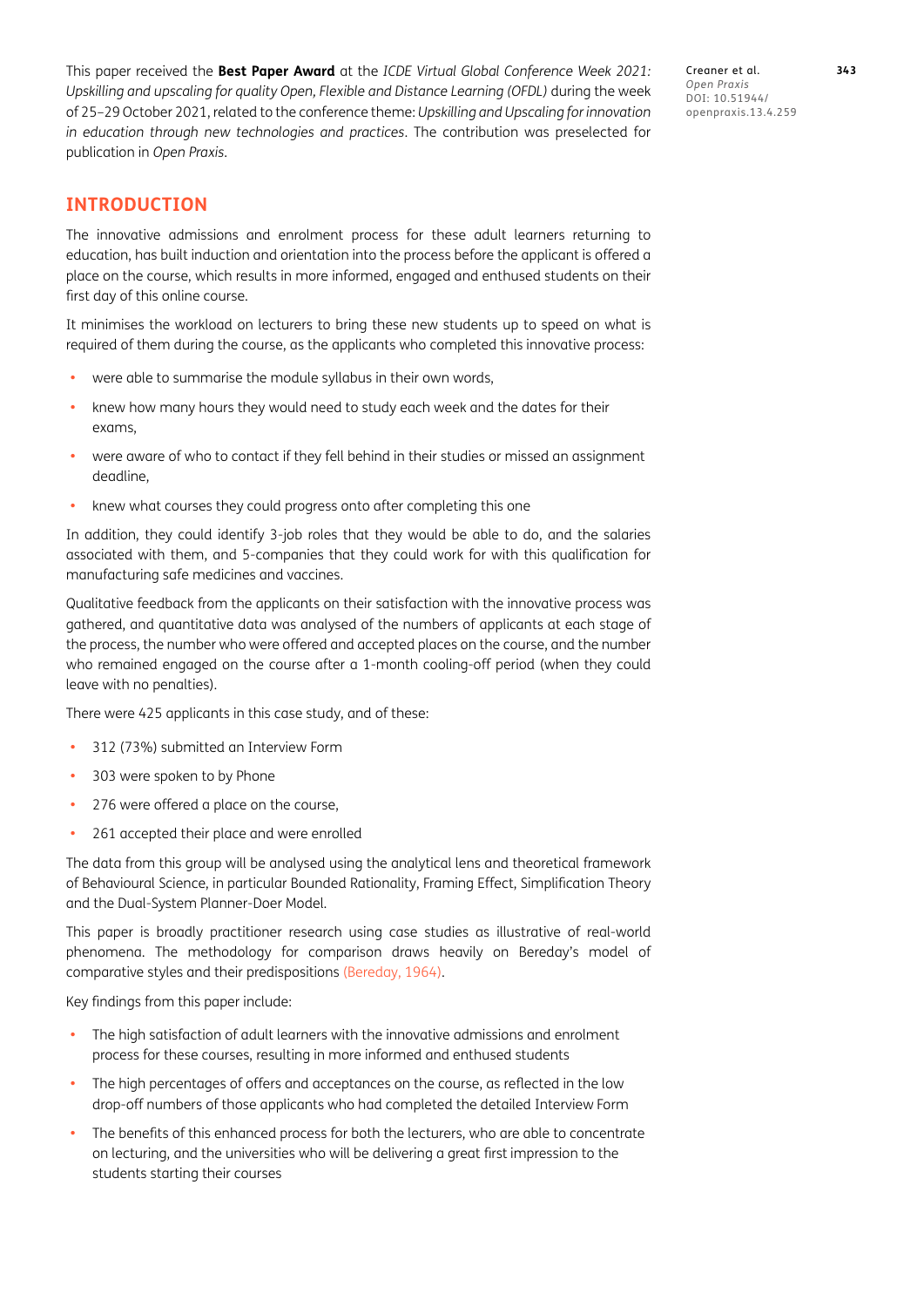This paper received the **Best Paper Award** at the *ICDE Virtual Global Conference Week 2021: Upskilling and upscaling for quality Open, Flexible and Distance Learning (OFDL)* during the week of 25–29 October 2021, related to the conference theme: *Upskilling and Upscaling for innovation in education through new technologies and practices*. The contribution was preselected for publication in *Open Praxis*.

## INTRODUCTION

The innovative admissions and enrolment process for these adult learners returning to education, has built induction and orientation into the process before the applicant is offered a place on the course, which results in more informed, engaged and enthused students on their first day of this online course.

It minimises the workload on lecturers to bring these new students up to speed on what is required of them during the course, as the applicants who completed this innovative process:

- were able to summarise the module syllabus in their own words,
- knew how many hours they would need to study each week and the dates for their exams,
- were aware of who to contact if they fell behind in their studies or missed an assignment deadline,
- knew what courses they could progress onto after completing this one

In addition, they could identify 3-job roles that they would be able to do, and the salaries associated with them, and 5-companies that they could work for with this qualification for manufacturing safe medicines and vaccines.

Qualitative feedback from the applicants on their satisfaction with the innovative process was gathered, and quantitative data was analysed of the numbers of applicants at each stage of the process, the number who were offered and accepted places on the course, and the number who remained engaged on the course after a 1-month cooling-off period (when they could leave with no penalties).

There were 425 applicants in this case study, and of these:

- 312 (73%) submitted an Interview Form
- 303 were spoken to by Phone
- 276 were offered a place on the course,
- 261 accepted their place and were enrolled

The data from this group will be analysed using the analytical lens and theoretical framework of Behavioural Science, in particular Bounded Rationality, Framing Effect, Simplification Theory and the Dual-System Planner-Doer Model.

This paper is broadly practitioner research using case studies as illustrative of real-world phenomena. The methodology for comparison draws heavily on Bereday's model of comparative styles and their predispositions (Bereday, 1964).

Key findings from this paper include:

- The high satisfaction of adult learners with the innovative admissions and enrolment process for these courses, resulting in more informed and enthused students
- The high percentages of offers and acceptances on the course, as reflected in the low drop-off numbers of those applicants who had completed the detailed Interview Form
- The benefits of this enhanced process for both the lecturers, who are able to concentrate on lecturing, and the universities who will be delivering a great first impression to the students starting their courses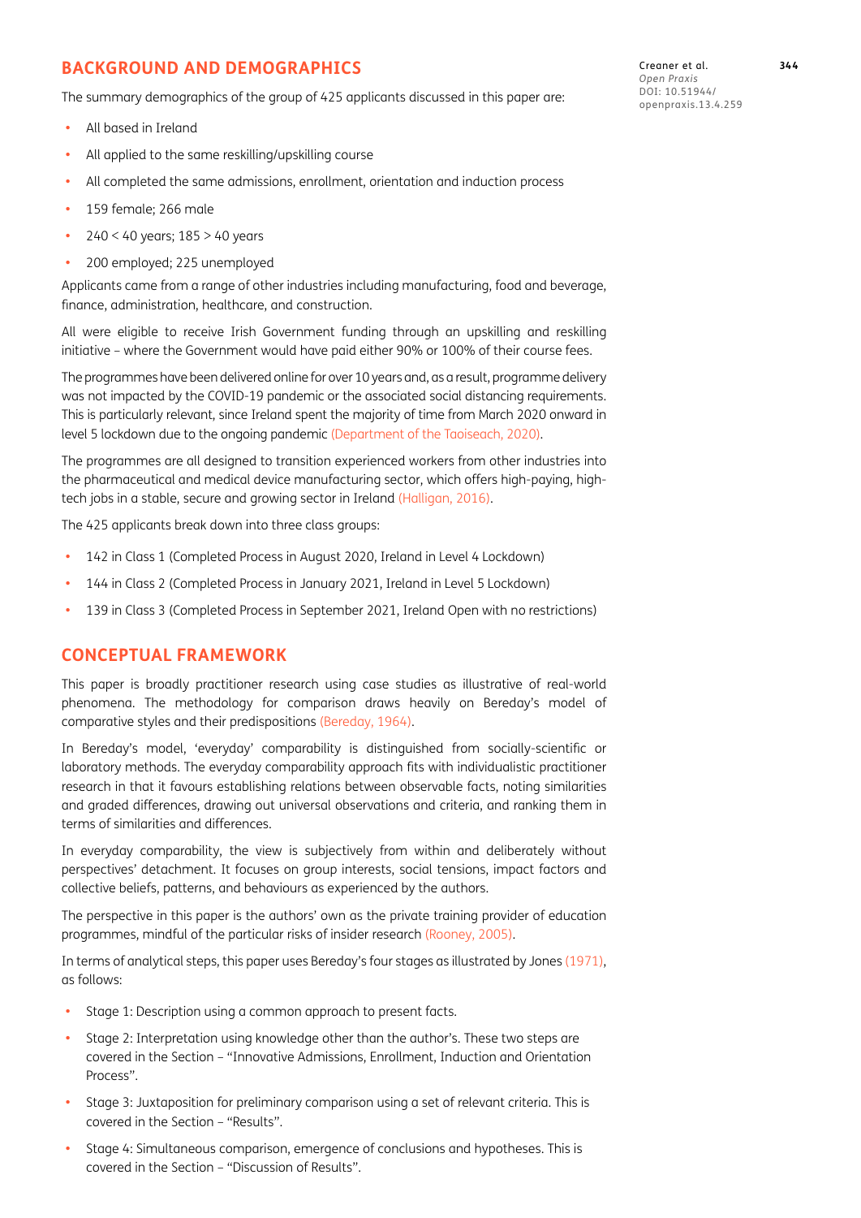## BACKGROUND AND DEMOGRAPHICS

The summary demographics of the group of 425 applicants discussed in this paper are:

- All based in Ireland
- All applied to the same reskilling/upskilling course
- All completed the same admissions, enrollment, orientation and induction process
- 159 female; 266 male
- 240 < 40 years; 185 > 40 years
- 200 employed; 225 unemployed

Applicants came from a range of other industries including manufacturing, food and beverage, finance, administration, healthcare, and construction.

All were eligible to receive Irish Government funding through an upskilling and reskilling initiative – where the Government would have paid either 90% or 100% of their course fees.

The programmes have been delivered online for over 10 years and, as a result, programme delivery was not impacted by the COVID-19 pandemic or the associated social distancing requirements. This is particularly relevant, since Ireland spent the majority of time from March 2020 onward in level 5 lockdown due to the ongoing pandemic (Department of the Taoiseach, 2020).

The programmes are all designed to transition experienced workers from other industries into the pharmaceutical and medical device manufacturing sector, which offers high-paying, high-tech jobs in a stable, secure and growing sector in Ireland (Halligan, 2016).

The 425 applicants break down into three class groups:

- 142 in Class 1 (Completed Process in August 2020, Ireland in Level 4 Lockdown)
- 144 in Class 2 (Completed Process in January 2021, Ireland in Level 5 Lockdown)
- 139 in Class 3 (Completed Process in September 2021, Ireland Open with no restrictions)

## CONCEPTUAL FRAMEWORK

This paper is broadly practitioner research using case studies as illustrative of real-world phenomena. The methodology for comparison draws heavily on Bereday's model of comparative styles and their predispositions (Bereday, 1964).

In Bereday's model, 'everyday' comparability is distinguished from socially-scientific or laboratory methods. The everyday comparability approach fits with individualistic practitioner research in that it favours establishing relations between observable facts, noting similarities and graded differences, drawing out universal observations and criteria, and ranking them in terms of similarities and differences.

In everyday comparability, the view is subjectively from within and deliberately without perspectives' detachment. It focuses on group interests, social tensions, impact factors and collective beliefs, patterns, and behaviours as experienced by the authors.

The perspective in this paper is the authors' own as the private training provider of education programmes, mindful of the particular risks of insider research (Rooney, 2005).

In terms of analytical steps, this paper uses Bereday's four stages as illustrated by Jones (1971), as follows:

- Stage 1: Description using a common approach to present facts.
- Stage 2: Interpretation using knowledge other than the author's. These two steps are covered in the Section – "Innovative Admissions, Enrollment, Induction and Orientation Process".
- Stage 3: Juxtaposition for preliminary comparison using a set of relevant criteria. This is covered in the Section – "Results".
- Stage 4: Simultaneous comparison, emergence of conclusions and hypotheses. This is covered in the Section – "Discussion of Results".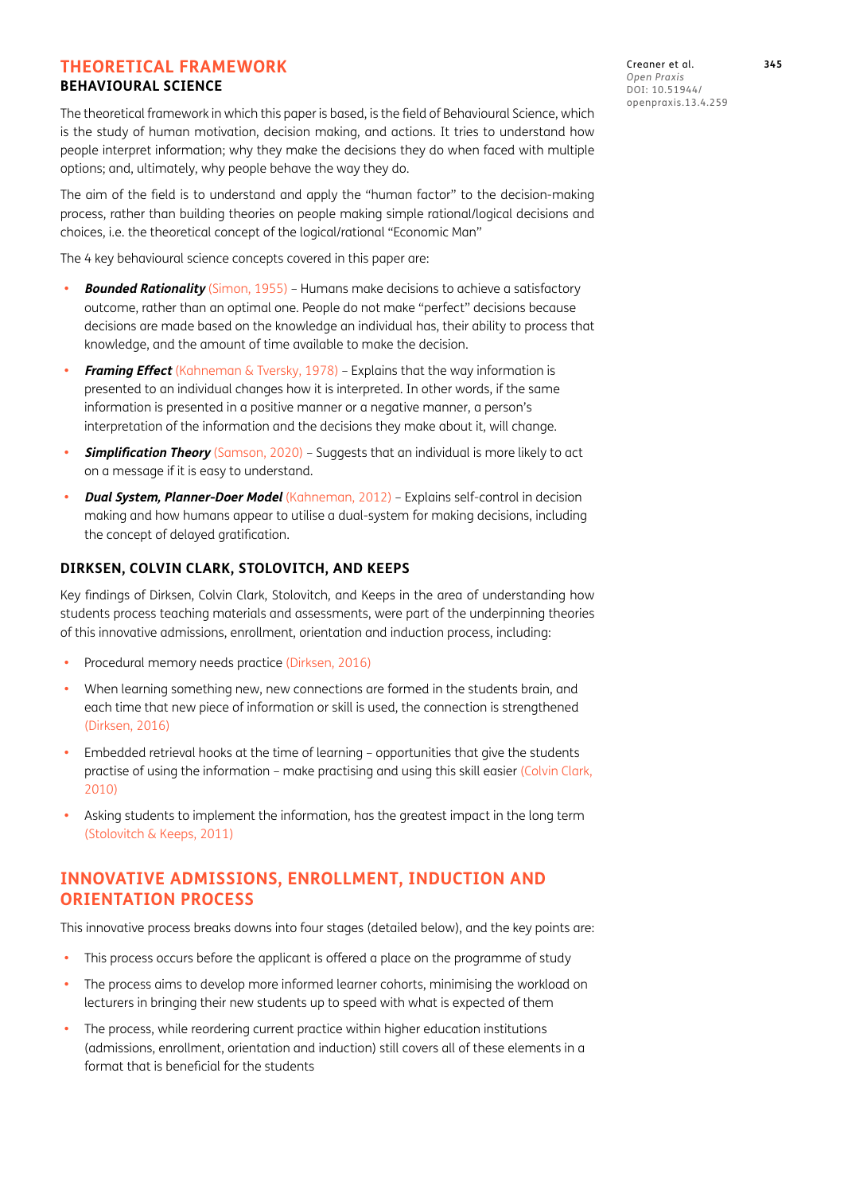## THEORETICAL FRAMEWORK

### BEHAVIOURAL SCIENCE

The theoretical framework in which this paper is based, is the field of Behavioural Science, which is the study of human motivation, decision making, and actions. It tries to understand how people interpret information; why they make the decisions they do when faced with multiple options; and, ultimately, why people behave the way they do.

The aim of the field is to understand and apply the "human factor" to the decision-making process, rather than building theories on people making simple rational/logical decisions and choices, i.e. the theoretical concept of the logical/rational "Economic Man"

The 4 key behavioural science concepts covered in this paper are:

- ***Bounded Rationality*** (Simon, 1955) – Humans make decisions to achieve a satisfactory outcome, rather than an optimal one. People do not make "perfect" decisions because decisions are made based on the knowledge an individual has, their ability to process that knowledge, and the amount of time available to make the decision.
- ***Framing Effect*** (Kahneman & Tversky, 1978) – Explains that the way information is presented to an individual changes how it is interpreted. In other words, if the same information is presented in a positive manner or a negative manner, a person's interpretation of the information and the decisions they make about it, will change.
- ***Simplification Theory*** (Samson, 2020) – Suggests that an individual is more likely to act on a message if it is easy to understand.
- ***Dual System, Planner-Doer Model*** (Kahneman, 2012) – Explains self-control in decision making and how humans appear to utilise a dual-system for making decisions, including the concept of delayed gratification.

### DIRKSEN, COLVIN CLARK, STOLOVITCH, AND KEEPS

Key findings of Dirksen, Colvin Clark, Stolovitch, and Keeps in the area of understanding how students process teaching materials and assessments, were part of the underpinning theories of this innovative admissions, enrollment, orientation and induction process, including:

- Procedural memory needs practice (Dirksen, 2016)
- When learning something new, new connections are formed in the students brain, and each time that new piece of information or skill is used, the connection is strengthened (Dirksen, 2016)
- Embedded retrieval hooks at the time of learning – opportunities that give the students practise of using the information – make practising and using this skill easier (Colvin Clark, 2010)
- Asking students to implement the information, has the greatest impact in the long term (Stolovitch & Keeps, 2011)

## INNOVATIVE ADMISSIONS, ENROLLMENT, INDUCTION AND ORIENTATION PROCESS

This innovative process breaks downs into four stages (detailed below), and the key points are:

- This process occurs before the applicant is offered a place on the programme of study
- The process aims to develop more informed learner cohorts, minimising the workload on lecturers in bringing their new students up to speed with what is expected of them
- The process, while reordering current practice within higher education institutions (admissions, enrollment, orientation and induction) still covers all of these elements in a format that is beneficial for the students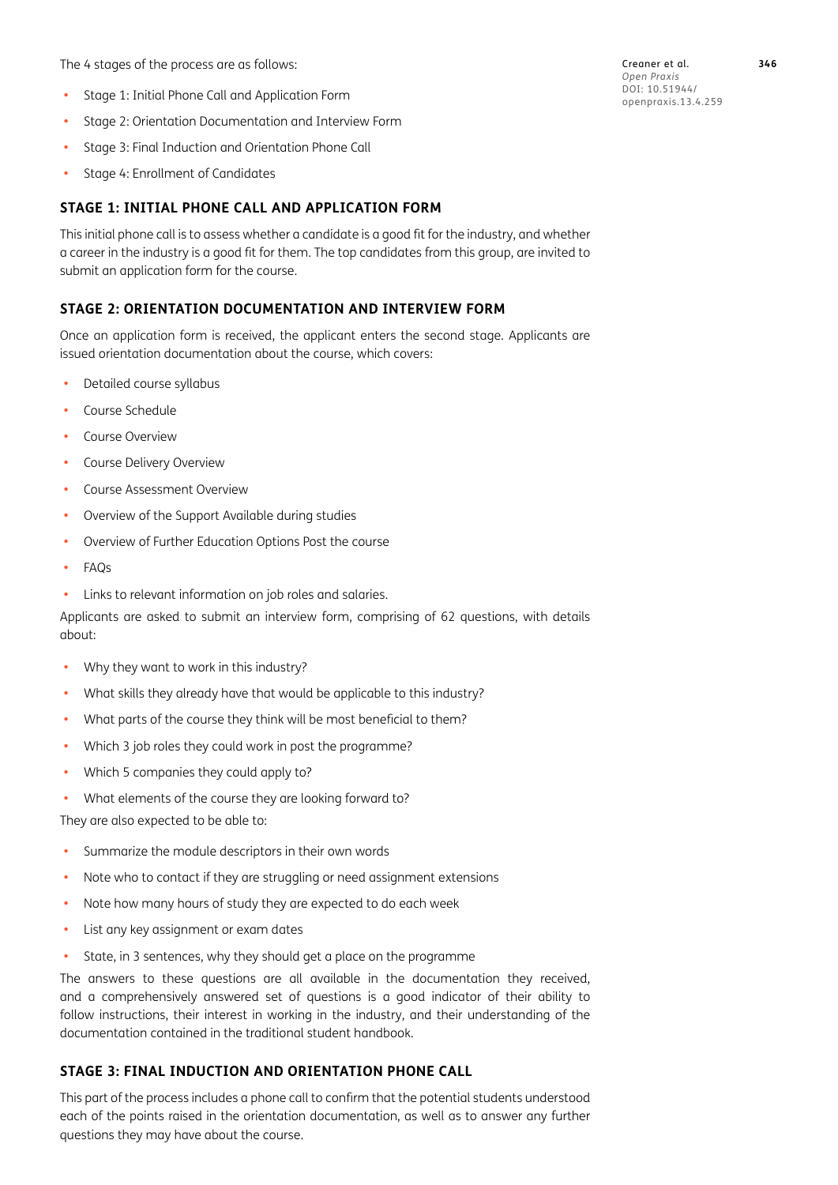The 4 stages of the process are as follows:

- Stage 1: Initial Phone Call and Application Form
- Stage 2: Orientation Documentation and Interview Form
- Stage 3: Final Induction and Orientation Phone Call
- Stage 4: Enrollment of Candidates

## STAGE 1: INITIAL PHONE CALL AND APPLICATION FORM

This initial phone call is to assess whether a candidate is a good fit for the industry, and whether a career in the industry is a good fit for them. The top candidates from this group, are invited to submit an application form for the course.

## STAGE 2: ORIENTATION DOCUMENTATION AND INTERVIEW FORM

Once an application form is received, the applicant enters the second stage. Applicants are issued orientation documentation about the course, which covers:

- Detailed course syllabus
- Course Schedule
- Course Overview
- Course Delivery Overview
- Course Assessment Overview
- Overview of the Support Available during studies
- Overview of Further Education Options Post the course
- FAQs
- Links to relevant information on job roles and salaries.

Applicants are asked to submit an interview form, comprising of 62 questions, with details about:

- Why they want to work in this industry?
- What skills they already have that would be applicable to this industry?
- What parts of the course they think will be most beneficial to them?
- Which 3 job roles they could work in post the programme?
- Which 5 companies they could apply to?
- What elements of the course they are looking forward to?

They are also expected to be able to:

- Summarize the module descriptors in their own words
- Note who to contact if they are struggling or need assignment extensions
- Note how many hours of study they are expected to do each week
- List any key assignment or exam dates
- State, in 3 sentences, why they should get a place on the programme

The answers to these questions are all available in the documentation they received, and a comprehensively answered set of questions is a good indicator of their ability to follow instructions, their interest in working in the industry, and their understanding of the documentation contained in the traditional student handbook.

## STAGE 3: FINAL INDUCTION AND ORIENTATION PHONE CALL

This part of the process includes a phone call to confirm that the potential students understood each of the points raised in the orientation documentation, as well as to answer any further questions they may have about the course.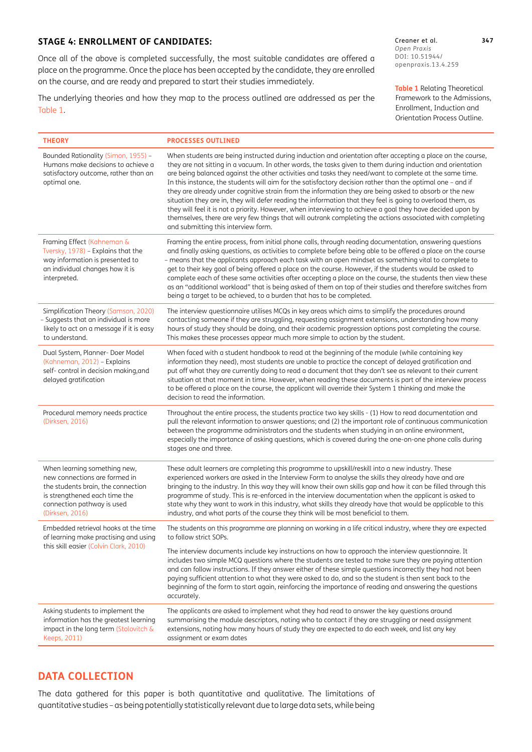### STAGE 4: ENROLLMENT OF CANDIDATES:

Once all of the above is completed successfully, the most suitable candidates are offered a place on the programme. Once the place has been accepted by the candidate, they are enrolled on the course, and are ready and prepared to start their studies immediately.

The underlying theories and how they map to the process outlined are addressed as per the Table 1.

**Table 1** Relating Theoretical Framework to the Admissions, Enrollment, Induction and Orientation Process Outline.

| THEORY | PROCESSES OUTLINED |
|---|---|
| Bounded Rationality (Simon, 1955) – Humans make decisions to achieve a satisfactory outcome, rather than an optimal one. | When students are being instructed during induction and orientation after accepting a place on the course, they are not sitting in a vacuum. In other words, the tasks given to them during induction and orientation are being balanced against the other activities and tasks they need/want to complete at the same time. In this instance, the students will aim for the satisfactory decision rather than the optimal one – and if they are already under cognitive strain from the information they are being asked to absorb or the new situation they are in, they will defer reading the information that they feel is going to overload them, as they will feel it is not a priority. However, when interviewing to achieve a goal they have decided upon by themselves, there are very few things that will outrank completing the actions associated with completing and submitting this interview form. |
| Framing Effect (Kahneman & Tversky, 1978) – Explains that the way information is presented to an individual changes how it is interpreted. | Framing the entire process, from initial phone calls, through reading documentation, answering questions and finally asking questions, as activities to complete before being able to be offered a place on the course – means that the applicants approach each task with an open mindset as something vital to complete to get to their key goal of being offered a place on the course. However, if the students would be asked to complete each of these same activities after accepting a place on the course, the students then view these as an "additional workload" that is being asked of them on top of their studies and therefore switches from being a target to be achieved, to a burden that has to be completed. |
| Simplification Theory (Samson, 2020) – Suggests that an individual is more likely to act on a message if it is easy to understand. | The interview questionnaire utilises MCQs in key areas which aims to simplify the procedures around contacting someone if they are struggling, requesting assignment extensions, understanding how many hours of study they should be doing, and their academic progression options post completing the course. This makes these processes appear much more simple to action by the student. |
| Dual System, Planner- Doer Model (Kahneman, 2012) – Explains self- control in decision making,and delayed gratification | When faced with a student handbook to read at the beginning of the module (while containing key information they need), most students are unable to practice the concept of delayed gratification and put off what they are currently doing to read a document that they don't see as relevant to their current situation at that moment in time. However, when reading these documents is part of the interview process to be offered a place on the course, the applicant will override their System 1 thinking and make the decision to read the information. |
| Procedural memory needs practice (Dirksen, 2016) | Throughout the entire process, the students practice two key skills - (1) How to read documentation and pull the relevant information to answer questions; and (2) the important role of continuous communication between the programme administrators and the students when studying in an online environment, especially the importance of asking questions, which is covered during the one-on-one phone calls during stages one and three. |
| When learning something new, new connections are formed in the students brain, the connection is strengthened each time the connection pathway is used (Dirksen, 2016) | These adult learners are completing this programme to upskill/reskill into a new industry. These experienced workers are asked in the Interview Form to analyse the skills they already have and are bringing to the industry. In this way they will know their own skills gap and how it can be filled through this programme of study. This is re-enforced in the interview documentation when the applicant is asked to state why they want to work in this industry, what skills they already have that would be applicable to this industry, and what parts of the course they think will be most beneficial to them. |
| Embedded retrieval hooks at the time of learning make practising and using this skill easier (Colvin Clark, 2010) | The students on this programme are planning on working in a life critical industry, where they are expected to follow strict SOPs.<br><br>The interview documents include key instructions on how to approach the interview questionnaire. It includes two simple MCQ questions where the students are tested to make sure they are paying attention and can follow instructions. If they answer either of these simple questions incorrectly they had not been paying sufficient attention to what they were asked to do, and so the student is then sent back to the beginning of the form to start again, reinforcing the importance of reading and answering the questions accurately. |
| Asking students to implement the information has the greatest learning impact in the long term (Stolovitch & Keeps, 2011) | The applicants are asked to implement what they had read to answer the key questions around summarising the module descriptors, noting who to contact if they are struggling or need assignment extensions, noting how many hours of study they are expected to do each week, and list any key assignment or exam dates |

## DATA COLLECTION

The data gathered for this paper is both quantitative and qualitative. The limitations of quantitative studies – as being potentially statistically relevant due to large data sets, while being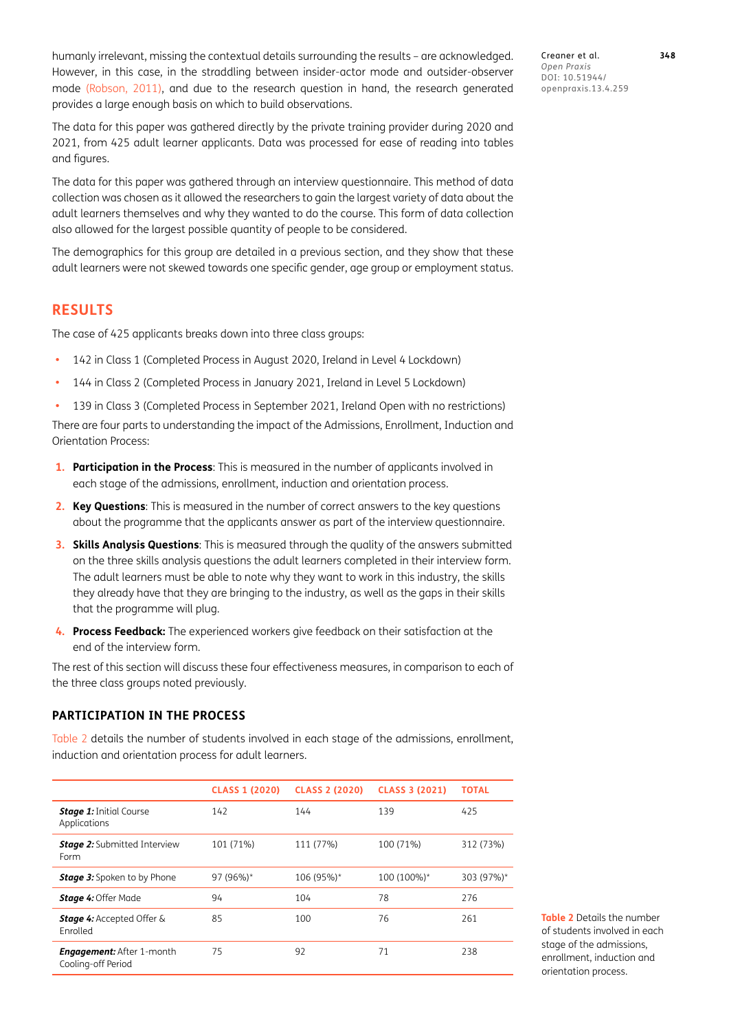humanly irrelevant, missing the contextual details surrounding the results – are acknowledged. However, in this case, in the straddling between insider-actor mode and outsider-observer mode (Robson, 2011), and due to the research question in hand, the research generated provides a large enough basis on which to build observations.

The data for this paper was gathered directly by the private training provider during 2020 and 2021, from 425 adult learner applicants. Data was processed for ease of reading into tables and figures.

The data for this paper was gathered through an interview questionnaire. This method of data collection was chosen as it allowed the researchers to gain the largest variety of data about the adult learners themselves and why they wanted to do the course. This form of data collection also allowed for the largest possible quantity of people to be considered.

The demographics for this group are detailed in a previous section, and they show that these adult learners were not skewed towards one specific gender, age group or employment status.

## RESULTS

The case of 425 applicants breaks down into three class groups:

- 142 in Class 1 (Completed Process in August 2020, Ireland in Level 4 Lockdown)
- 144 in Class 2 (Completed Process in January 2021, Ireland in Level 5 Lockdown)
- 139 in Class 3 (Completed Process in September 2021, Ireland Open with no restrictions)

There are four parts to understanding the impact of the Admissions, Enrollment, Induction and Orientation Process:

1. **Participation in the Process**: This is measured in the number of applicants involved in each stage of the admissions, enrollment, induction and orientation process.
2. **Key Questions**: This is measured in the number of correct answers to the key questions about the programme that the applicants answer as part of the interview questionnaire.
3. **Skills Analysis Questions**: This is measured through the quality of the answers submitted on the three skills analysis questions the adult learners completed in their interview form. The adult learners must be able to note why they want to work in this industry, the skills they already have that they are bringing to the industry, as well as the gaps in their skills that the programme will plug.
4. **Process Feedback:** The experienced workers give feedback on their satisfaction at the end of the interview form.

The rest of this section will discuss these four effectiveness measures, in comparison to each of the three class groups noted previously.

### PARTICIPATION IN THE PROCESS

Table 2 details the number of students involved in each stage of the admissions, enrollment, induction and orientation process for adult learners.

| | CLASS 1 (2020) | CLASS 2 (2020) | CLASS 3 (2021) | TOTAL |
|---|---|---|---|---|
| ***Stage 1:*** Initial Course Applications | 142 | 144 | 139 | 425 |
| ***Stage 2:*** Submitted Interview Form | 101 (71%) | 111 (77%) | 100 (71%) | 312 (73%) |
| ***Stage 3:*** Spoken to by Phone | 97 (96%)* | 106 (95%)* | 100 (100%)* | 303 (97%)* |
| ***Stage 4:*** Offer Made | 94 | 104 | 78 | 276 |
| ***Stage 4:*** Accepted Offer & Enrolled | 85 | 100 | 76 | 261 |
| ***Engagement:*** After 1-month Cooling-off Period | 75 | 92 | 71 | 238 |

**Table 2** Details the number of students involved in each stage of the admissions, enrollment, induction and orientation process.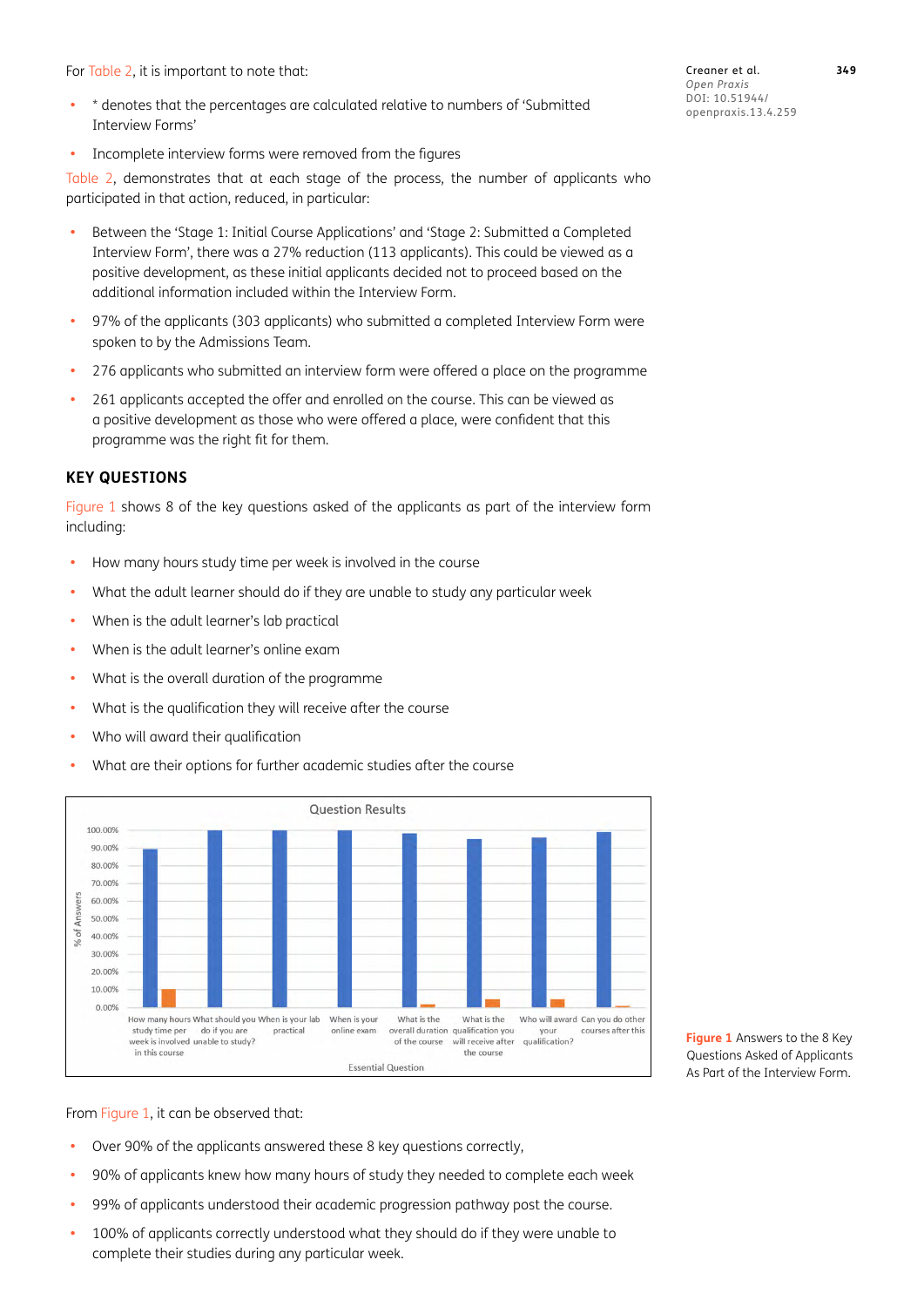For Table 2, it is important to note that:

- * denotes that the percentages are calculated relative to numbers of 'Submitted Interview Forms'
- Incomplete interview forms were removed from the figures

Table 2, demonstrates that at each stage of the process, the number of applicants who participated in that action, reduced, in particular:

- Between the 'Stage 1: Initial Course Applications' and 'Stage 2: Submitted a Completed Interview Form', there was a 27% reduction (113 applicants). This could be viewed as a positive development, as these initial applicants decided not to proceed based on the additional information included within the Interview Form.
- 97% of the applicants (303 applicants) who submitted a completed Interview Form were spoken to by the Admissions Team.
- 276 applicants who submitted an interview form were offered a place on the programme
- 261 applicants accepted the offer and enrolled on the course. This can be viewed as a positive development as those who were offered a place, were confident that this programme was the right fit for them.

## KEY QUESTIONS

Figure 1 shows 8 of the key questions asked of the applicants as part of the interview form including:

- How many hours study time per week is involved in the course
- What the adult learner should do if they are unable to study any particular week
- When is the adult learner's lab practical
- When is the adult learner's online exam
- What is the overall duration of the programme
- What is the qualification they will receive after the course
- Who will award their qualification
- What are their options for further academic studies after the course

Question Results

100.00%
90.00%
80.00%
70.00%
60.00%
50.00%
40.00%
30.00%
20.00%
10.00%
0.00%

% of Answers

How many hours study time per week is involved in this course
What should you do if you are unable to study?
When is your lab practical
When is your online exam
What is the overall duration of the course
What is the qualification you will receive after the course
Who will award your qualification?
Can you do other courses after this

Essential Question

**Figure 1** Answers to the 8 Key Questions Asked of Applicants As Part of the Interview Form.

From Figure 1, it can be observed that:

- Over 90% of the applicants answered these 8 key questions correctly,
- 90% of applicants knew how many hours of study they needed to complete each week
- 99% of applicants understood their academic progression pathway post the course.
- 100% of applicants correctly understood what they should do if they were unable to complete their studies during any particular week.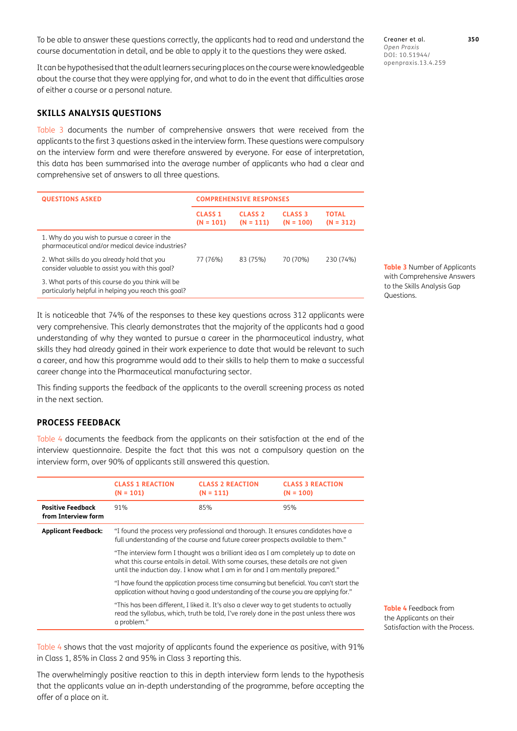To be able to answer these questions correctly, the applicants had to read and understand the course documentation in detail, and be able to apply it to the questions they were asked.

It can be hypothesised that the adult learners securing places on the course were knowledgeable about the course that they were applying for, and what to do in the event that difficulties arose of either a course or a personal nature.

### SKILLS ANALYSIS QUESTIONS

Table 3 documents the number of comprehensive answers that were received from the applicants to the first 3 questions asked in the interview form. These questions were compulsory on the interview form and were therefore answered by everyone. For ease of interpretation, this data has been summarised into the average number of applicants who had a clear and comprehensive set of answers to all three questions.

| QUESTIONS ASKED | COMPREHENSIVE RESPONSES | | | |
|---|---|---|---|---|
| | CLASS 1 (N = 101) | CLASS 2 (N = 111) | CLASS 3 (N = 100) | TOTAL (N = 312) |
| 1. Why do you wish to pursue a career in the pharmaceutical and/or medical device industries?<br>2. What skills do you already hold that you consider valuable to assist you with this goal?<br>3. What parts of this course do you think will be particularly helpful in helping you reach this goal? | 77 (76%) | 83 (75%) | 70 (70%) | 230 (74%) |

**Table 3** Number of Applicants with Comprehensive Answers to the Skills Analysis Gap Questions.

It is noticeable that 74% of the responses to these key questions across 312 applicants were very comprehensive. This clearly demonstrates that the majority of the applicants had a good understanding of why they wanted to pursue a career in the pharmaceutical industry, what skills they had already gained in their work experience to date that would be relevant to such a career, and how this programme would add to their skills to help them to make a successful career change into the Pharmaceutical manufacturing sector.

This finding supports the feedback of the applicants to the overall screening process as noted in the next section.

### PROCESS FEEDBACK

Table 4 documents the feedback from the applicants on their satisfaction at the end of the interview questionnaire. Despite the fact that this was not a compulsory question on the interview form, over 90% of applicants still answered this question.

| | CLASS 1 REACTION (N = 101) | CLASS 2 REACTION (N = 111) | CLASS 3 REACTION (N = 100) |
|---|---|---|---|
| **Positive Feedback from Interview form** | 91% | 85% | 95% |
| **Applicant Feedback:** | "I found the process very professional and thorough. It ensures candidates have a full understanding of the course and future career prospects available to them."<br>"The interview form I thought was a brilliant idea as I am completely up to date on what this course entails in detail. With some courses, these details are not given until the induction day. I know what I am in for and I am mentally prepared."<br>"I have found the application process time consuming but beneficial. You can't start the application without having a good understanding of the course you are applying for."<br>"This has been different, I liked it. It's also a clever way to get students to actually read the syllabus, which, truth be told, I've rarely done in the past unless there was a problem." | | |

**Table 4** Feedback from the Applicants on their Satisfaction with the Process.

Table 4 shows that the vast majority of applicants found the experience as positive, with 91% in Class 1, 85% in Class 2 and 95% in Class 3 reporting this.

The overwhelmingly positive reaction to this in depth interview form lends to the hypothesis that the applicants value an in-depth understanding of the programme, before accepting the offer of a place on it.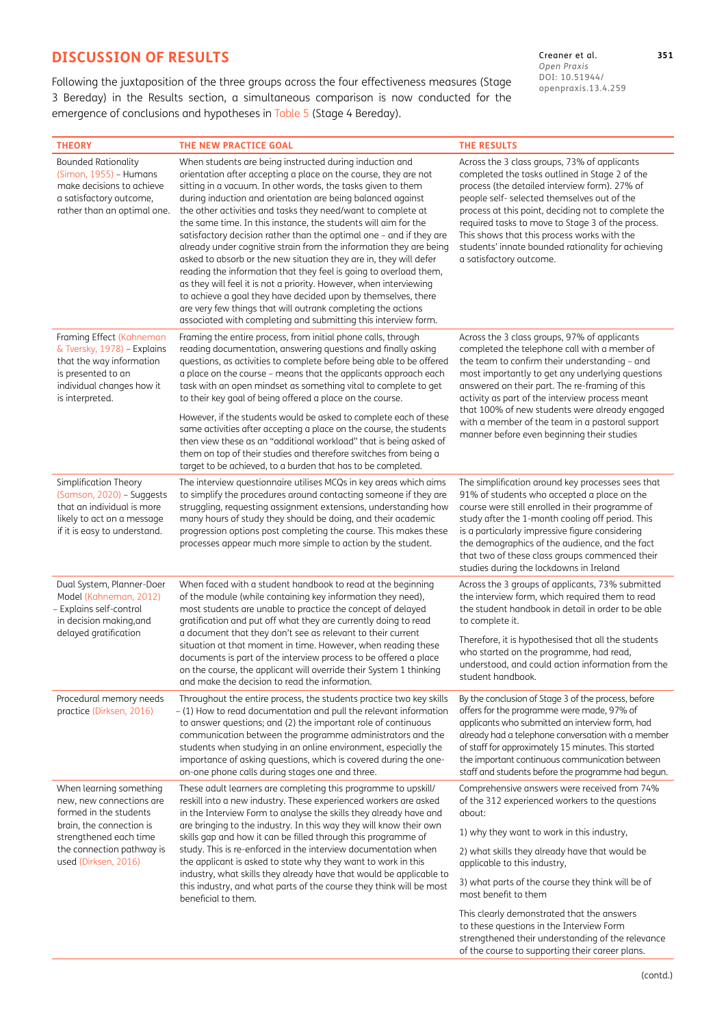## DISCUSSION OF RESULTS

Following the juxtaposition of the three groups across the four effectiveness measures (Stage 3 Bereday) in the Results section, a simultaneous comparison is now conducted for the emergence of conclusions and hypotheses in Table 5 (Stage 4 Bereday).

| THEORY | THE NEW PRACTICE GOAL | THE RESULTS |
|---|---|---|
| Bounded Rationality (Simon, 1955) – Humans make decisions to achieve a satisfactory outcome, rather than an optimal one. | When students are being instructed during induction and orientation after accepting a place on the course, they are not sitting in a vacuum. In other words, the tasks given to them during induction and orientation are being balanced against the other activities and tasks they need/want to complete at the same time. In this instance, the students will aim for the satisfactory decision rather than the optimal one – and if they are already under cognitive strain from the information they are being asked to absorb or the new situation they are in, they will defer reading the information that they feel is going to overload them, as they will feel it is not a priority. However, when interviewing to achieve a goal they have decided upon by themselves, there are very few things that will outrank completing the actions associated with completing and submitting this interview form. | Across the 3 class groups, 73% of applicants completed the tasks outlined in Stage 2 of the process (the detailed interview form). 27% of people self- selected themselves out of the process at this point, deciding not to complete the required tasks to move to Stage 3 of the process. This shows that this process works with the students' innate bounded rationality for achieving a satisfactory outcome. |
| Framing Effect (Kahneman & Tversky, 1978) – Explains that the way information is presented to an individual changes how it is interpreted. | Framing the entire process, from initial phone calls, through reading documentation, answering questions and finally asking questions, as activities to complete before being able to be offered a place on the course – means that the applicants approach each task with an open mindset as something vital to complete to get to their key goal of being offered a place on the course.<br><br>However, if the students would be asked to complete each of these same activities after accepting a place on the course, the students then view these as an "additional workload" that is being asked of them on top of their studies and therefore switches from being a target to be achieved, to a burden that has to be completed. | Across the 3 class groups, 97% of applicants completed the telephone call with a member of the team to confirm their understanding – and most importantly to get any underlying questions answered on their part. The re-framing of this activity as part of the interview process meant that 100% of new students were already engaged with a member of the team in a pastoral support manner before even beginning their studies |
| Simplification Theory (Samson, 2020) – Suggests that an individual is more likely to act on a message if it is easy to understand. | The interview questionnaire utilises MCQs in key areas which aims to simplify the procedures around contacting someone if they are struggling, requesting assignment extensions, understanding how many hours of study they should be doing, and their academic progression options post completing the course. This makes these processes appear much more simple to action by the student. | The simplification around key processes sees that 91% of students who accepted a place on the course were still enrolled in their programme of study after the 1-month cooling off period. This is a particularly impressive figure considering the demographics of the audience, and the fact that two of these class groups commenced their studies during the lockdowns in Ireland |
| Dual System, Planner-Doer Model (Kahneman, 2012) – Explains self-control in decision making,and delayed gratification | When faced with a student handbook to read at the beginning of the module (while containing key information they need), most students are unable to practice the concept of delayed gratification and put off what they are currently doing to read a document that they don't see as relevant to their current situation at that moment in time. However, when reading these documents is part of the interview process to be offered a place on the course, the applicant will override their System 1 thinking and make the decision to read the information. | Across the 3 groups of applicants, 73% submitted the interview form, which required them to read the student handbook in detail in order to be able to complete it.<br><br>Therefore, it is hypothesised that all the students who started on the programme, had read, understood, and could action information from the student handbook. |
| Procedural memory needs practice (Dirksen, 2016) | Throughout the entire process, the students practice two key skills – (1) How to read documentation and pull the relevant information to answer questions; and (2) the important role of continuous communication between the programme administrators and the students when studying in an online environment, especially the importance of asking questions, which is covered during the one-on-one phone calls during stages one and three. | By the conclusion of Stage 3 of the process, before offers for the programme were made, 97% of applicants who submitted an interview form, had already had a telephone conversation with a member of staff for approximately 15 minutes. This started the important continuous communication between staff and students before the programme had begun. |
| When learning something new, new connections are formed in the students brain, the connection is strengthened each time the connection pathway is used (Dirksen, 2016) | These adult learners are completing this programme to upskill/reskill into a new industry. These experienced workers are asked in the Interview Form to analyse the skills they already have and are bringing to the industry. In this way they will know their own skills gap and how it can be filled through this programme of study. This is re-enforced in the interview documentation when the applicant is asked to state why they want to work in this industry, what skills they already have that would be applicable to this industry, and what parts of the course they think will be most beneficial to them. | Comprehensive answers were received from 74% of the 312 experienced workers to the questions about:<br><br>1) why they want to work in this industry,<br><br>2) what skills they already have that would be applicable to this industry,<br><br>3) what parts of the course they think will be of most benefit to them<br><br>This clearly demonstrated that the answers to these questions in the Interview Form strengthened their understanding of the relevance of the course to supporting their career plans. |

(contd.)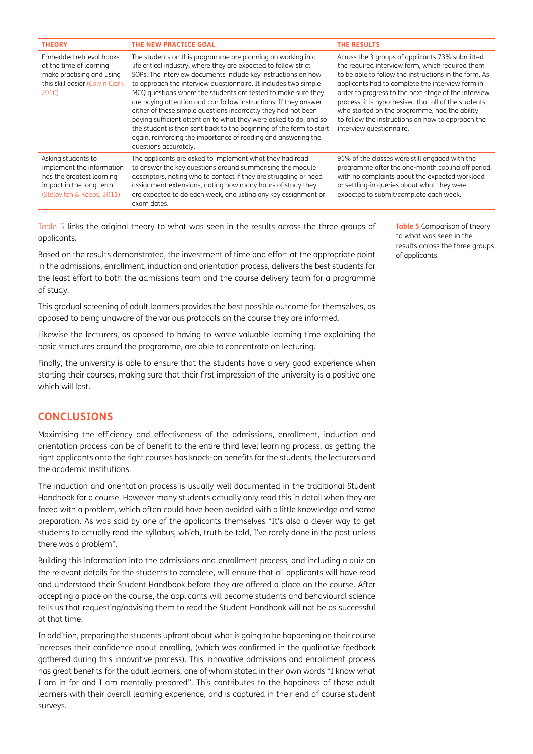| THEORY | THE NEW PRACTICE GOAL | THE RESULTS |
|---|---|---|
| Embedded retrieval hooks at the time of learning make practising and using this skill easier (Colvin Clark, 2010) | The students on this programme are planning on working in a life critical industry, where they are expected to follow strict SOPs. The interview documents include key instructions on how to approach the interview questionnaire. It includes two simple MCQ questions where the students are tested to make sure they are paying attention and can follow instructions. If they answer either of these simple questions incorrectly they had not been paying sufficient attention to what they were asked to do, and so the student is then sent back to the beginning of the form to start again, reinforcing the importance of reading and answering the questions accurately. | Across the 3 groups of applicants 73% submitted the required interview form, which required them to be able to follow the instructions in the form. As applicants had to complete the interview form in order to progress to the next stage of the interview process, it is hypothesised that all of the students who started on the programme, had the ability to follow the instructions on how to approach the interview questionnaire. |
| Asking students to implement the information has the greatest learning impact in the long term (Stolovitch & Keeps, 2011) | The applicants are asked to implement what they had read to answer the key questions around summarising the module descriptors, noting who to contact if they are struggling or need assignment extensions, noting how many hours of study they are expected to do each week, and listing any key assignment or exam dates. | 91% of the classes were still engaged with the programme after the one-month cooling off period, with no complaints about the expected workload or settling-in queries about what they were expected to submit/complete each week. |

**Table 5** Comparison of theory to what was seen in the results across the three groups of applicants.

Table 5 links the original theory to what was seen in the results across the three groups of applicants.

Based on the results demonstrated, the investment of time and effort at the appropriate point in the admissions, enrollment, induction and orientation process, delivers the best students for the least effort to both the admissions team and the course delivery team for a programme of study.

This gradual screening of adult learners provides the best possible outcome for themselves, as opposed to being unaware of the various protocols on the course they are informed.

Likewise the lecturers, as opposed to having to waste valuable learning time explaining the basic structures around the programme, are able to concentrate on lecturing.

Finally, the university is able to ensure that the students have a very good experience when starting their courses, making sure that their first impression of the university is a positive one which will last.

## CONCLUSIONS

Maximising the efficiency and effectiveness of the admissions, enrollment, induction and orientation process can be of benefit to the entire third level learning process, as getting the right applicants onto the right courses has knock-on benefits for the students, the lecturers and the academic institutions.

The induction and orientation process is usually well documented in the traditional Student Handbook for a course. However many students actually only read this in detail when they are faced with a problem, which often could have been avoided with a little knowledge and some preparation. As was said by one of the applicants themselves "It's also a clever way to get students to actually read the syllabus, which, truth be told, I've rarely done in the past unless there was a problem".

Building this information into the admissions and enrollment process, and including a quiz on the relevant details for the students to complete, will ensure that all applicants will have read and understood their Student Handbook before they are offered a place on the course. After accepting a place on the course, the applicants will become students and behavioural science tells us that requesting/advising them to read the Student Handbook will not be as successful at that time.

In addition, preparing the students upfront about what is going to be happening on their course increases their confidence about enrolling, (which was confirmed in the qualitative feedback gathered during this innovative process). This innovative admissions and enrollment process has great benefits for the adult learners, one of whom stated in their own words "I know what I am in for and I am mentally prepared". This contributes to the happiness of these adult learners with their overall learning experience, and is captured in their end of course student surveys.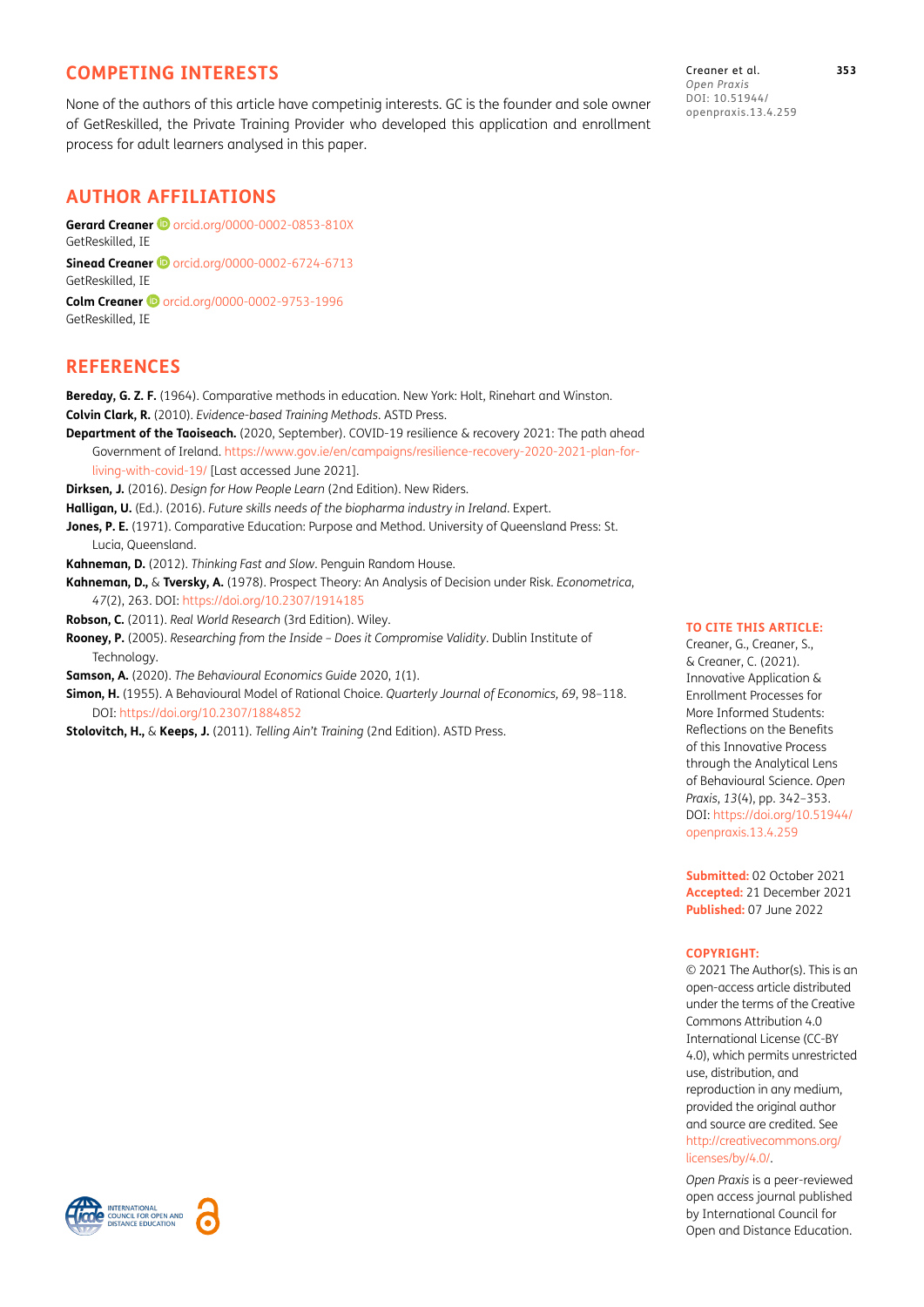## COMPETING INTERESTS

None of the authors of this article have competinig interests. GC is the founder and sole owner of GetReskilled, the Private Training Provider who developed this application and enrollment process for adult learners analysed in this paper.

## AUTHOR AFFILIATIONS

**Gerard Creaner** orcid.org/0000-0002-0853-810X
GetReskilled, IE

**Sinead Creaner** orcid.org/0000-0002-6724-6713
GetReskilled, IE

**Colm Creaner** orcid.org/0000-0002-9753-1996
GetReskilled, IE

## REFERENCES

**Bereday, G. Z. F.** (1964). Comparative methods in education. New York: Holt, Rinehart and Winston.

**Colvin Clark, R.** (2010). *Evidence-based Training Methods*. ASTD Press.

**Department of the Taoiseach.** (2020, September). COVID-19 resilience & recovery 2021: The path ahead Government of Ireland. https://www.gov.ie/en/campaigns/resilience-recovery-2020-2021-plan-for-living-with-covid-19/ [Last accessed June 2021].

**Dirksen, J.** (2016). *Design for How People Learn* (2nd Edition). New Riders.

**Halligan, U.** (Ed.). (2016). *Future skills needs of the biopharma industry in Ireland*. Expert.

**Jones, P. E.** (1971). Comparative Education: Purpose and Method. University of Queensland Press: St. Lucia, Queensland.

**Kahneman, D.** (2012). *Thinking Fast and Slow*. Penguin Random House.

**Kahneman, D.,** & **Tversky, A.** (1978). Prospect Theory: An Analysis of Decision under Risk. *Econometrica*, 47(2), 263. DOI: https://doi.org/10.2307/1914185

**Robson, C.** (2011). *Real World Research* (3rd Edition). Wiley.

**Rooney, P.** (2005). *Researching from the Inside – Does it Compromise Validity*. Dublin Institute of Technology.

**Samson, A.** (2020). *The Behavioural Economics Guide* 2020, *1*(1).

**Simon, H.** (1955). A Behavioural Model of Rational Choice. *Quarterly Journal of Economics*, *69*, 98–118. DOI: https://doi.org/10.2307/1884852

**Stolovitch, H.,** & **Keeps, J.** (2011). *Telling Ain't Training* (2nd Edition). ASTD Press.

**TO CITE THIS ARTICLE:**

Creaner, G., Creaner, S., & Creaner, C. (2021). Innovative Application & Enrollment Processes for More Informed Students: Reflections on the Benefits of this Innovative Process through the Analytical Lens of Behavioural Science. *Open Praxis*, *13*(4), pp. 342–353. DOI: https://doi.org/10.51944/openpraxis.13.4.259

**Submitted:** 02 October 2021
**Accepted:** 21 December 2021
**Published:** 07 June 2022

**COPYRIGHT:**

© 2021 The Author(s). This is an open-access article distributed under the terms of the Creative Commons Attribution 4.0 International License (CC-BY 4.0), which permits unrestricted use, distribution, and reproduction in any medium, provided the original author and source are credited. See http://creativecommons.org/licenses/by/4.0/.

*Open Praxis* is a peer-reviewed open access journal published by International Council for Open and Distance Education.